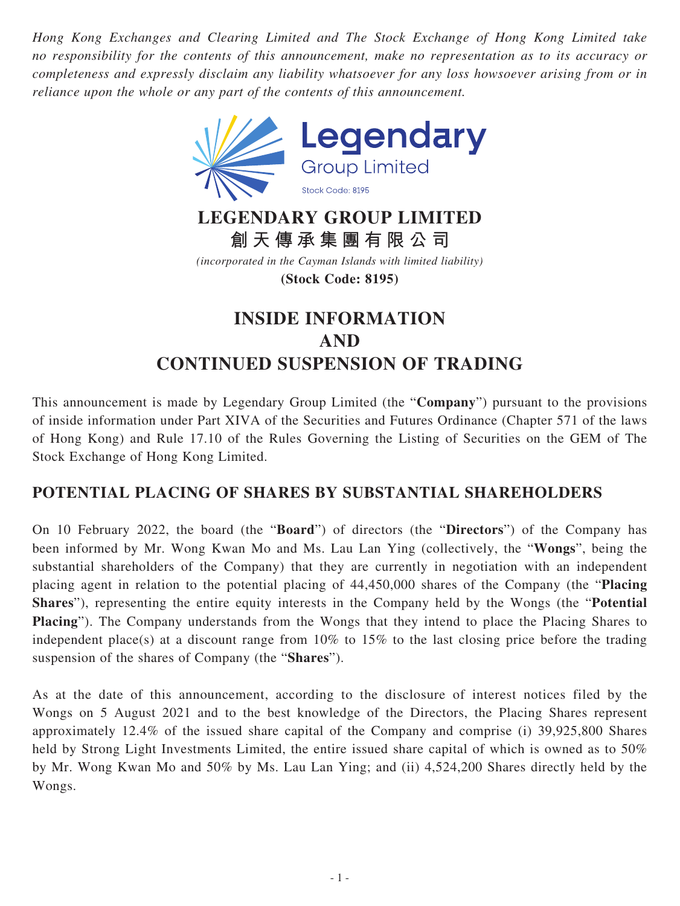*Hong Kong Exchanges and Clearing Limited and The Stock Exchange of Hong Kong Limited take no responsibility for the contents of this announcement, make no representation as to its accuracy or completeness and expressly disclaim any liability whatsoever for any loss howsoever arising from or in reliance upon the whole or any part of the contents of this announcement.*

# LEGENDARY GROUP LIMITED
# 創天傳承集團有限公司

*(incorporated in the Cayman Islands with limited liability)*

**(Stock Code: 8195)**

# INSIDE INFORMATION AND CONTINUED SUSPENSION OF TRADING

This announcement is made by Legendary Group Limited (the "**Company**") pursuant to the provisions of inside information under Part XIVA of the Securities and Futures Ordinance (Chapter 571 of the laws of Hong Kong) and Rule 17.10 of the Rules Governing the Listing of Securities on the GEM of The Stock Exchange of Hong Kong Limited.

## POTENTIAL PLACING OF SHARES BY SUBSTANTIAL SHAREHOLDERS

On 10 February 2022, the board (the "**Board**") of directors (the "**Directors**") of the Company has been informed by Mr. Wong Kwan Mo and Ms. Lau Lan Ying (collectively, the "**Wongs**", being the substantial shareholders of the Company) that they are currently in negotiation with an independent placing agent in relation to the potential placing of 44,450,000 shares of the Company (the "**Placing Shares**"), representing the entire equity interests in the Company held by the Wongs (the "**Potential Placing**"). The Company understands from the Wongs that they intend to place the Placing Shares to independent place(s) at a discount range from 10% to 15% to the last closing price before the trading suspension of the shares of Company (the "**Shares**").

As at the date of this announcement, according to the disclosure of interest notices filed by the Wongs on 5 August 2021 and to the best knowledge of the Directors, the Placing Shares represent approximately 12.4% of the issued share capital of the Company and comprise (i) 39,925,800 Shares held by Strong Light Investments Limited, the entire issued share capital of which is owned as to 50% by Mr. Wong Kwan Mo and 50% by Ms. Lau Lan Ying; and (ii) 4,524,200 Shares directly held by the Wongs.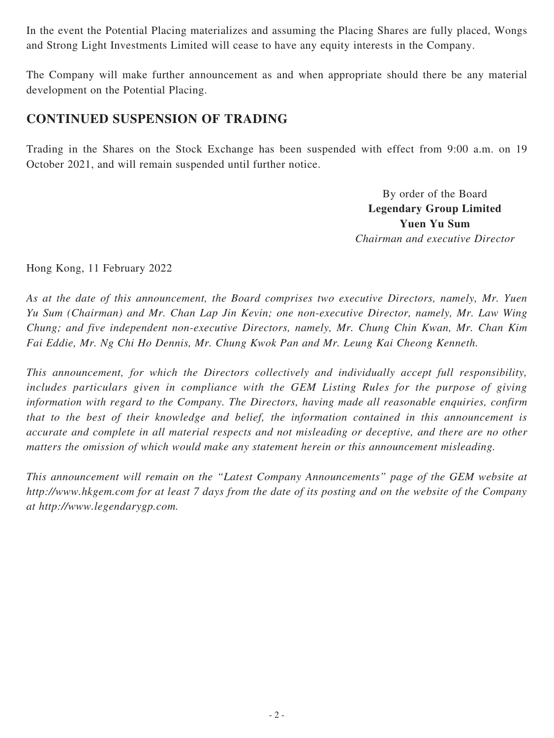In the event the Potential Placing materializes and assuming the Placing Shares are fully placed, Wongs and Strong Light Investments Limited will cease to have any equity interests in the Company.

The Company will make further announcement as and when appropriate should there be any material development on the Potential Placing.

## CONTINUED SUSPENSION OF TRADING

Trading in the Shares on the Stock Exchange has been suspended with effect from 9:00 a.m. on 19 October 2021, and will remain suspended until further notice.

By order of the Board
**Legendary Group Limited**
**Yuen Yu Sum**
*Chairman and executive Director*

Hong Kong, 11 February 2022

*As at the date of this announcement, the Board comprises two executive Directors, namely, Mr. Yuen Yu Sum (Chairman) and Mr. Chan Lap Jin Kevin; one non-executive Director, namely, Mr. Law Wing Chung; and five independent non-executive Directors, namely, Mr. Chung Chin Kwan, Mr. Chan Kim Fai Eddie, Mr. Ng Chi Ho Dennis, Mr. Chung Kwok Pan and Mr. Leung Kai Cheong Kenneth.*

*This announcement, for which the Directors collectively and individually accept full responsibility, includes particulars given in compliance with the GEM Listing Rules for the purpose of giving information with regard to the Company. The Directors, having made all reasonable enquiries, confirm that to the best of their knowledge and belief, the information contained in this announcement is accurate and complete in all material respects and not misleading or deceptive, and there are no other matters the omission of which would make any statement herein or this announcement misleading.*

*This announcement will remain on the "Latest Company Announcements" page of the GEM website at http://www.hkgem.com for at least 7 days from the date of its posting and on the website of the Company at http://www.legendarygp.com.*